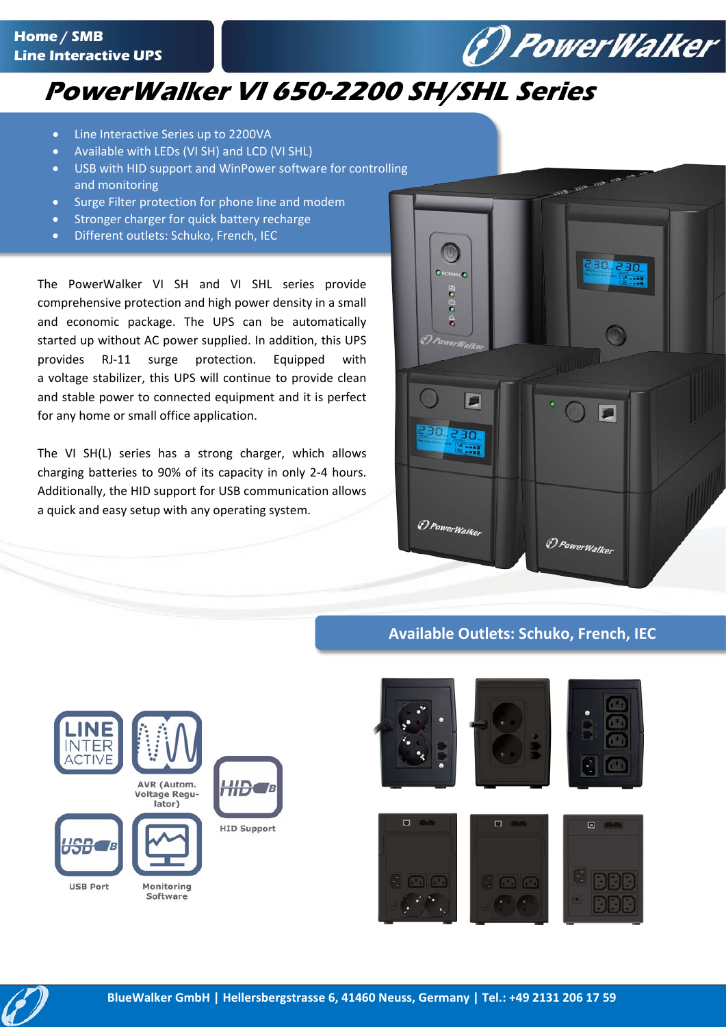Home / SMB
Line Interactive UPS

# PowerWalker VI 650-2200 SH/SHL Series

- Line Interactive Series up to 2200VA
- Available with LEDs (VI SH) and LCD (VI SHL)
- USB with HID support and WinPower software for controlling and monitoring
- Surge Filter protection for phone line and modem
- Stronger charger for quick battery recharge
- Different outlets: Schuko, French, IEC

The PowerWalker VI SH and VI SHL series provide comprehensive protection and high power density in a small and economic package. The UPS can be automatically started up without AC power supplied. In addition, this UPS provides RJ-11 surge protection. Equipped with a voltage stabilizer, this UPS will continue to provide clean and stable power to connected equipment and it is perfect for any home or small office application.

The VI SH(L) series has a strong charger, which allows charging batteries to 90% of its capacity in only 2-4 hours. Additionally, the HID support for USB communication allows a quick and easy setup with any operating system.

## Available Outlets: Schuko, French, IEC

LINE INTERACTIVE

AVR (Autom. Voltage Regulator)

HID Support

USB Port

Monitoring Software

BlueWalker GmbH | Hellersbergstrasse 6, 41460 Neuss, Germany | Tel.: +49 2131 206 17 59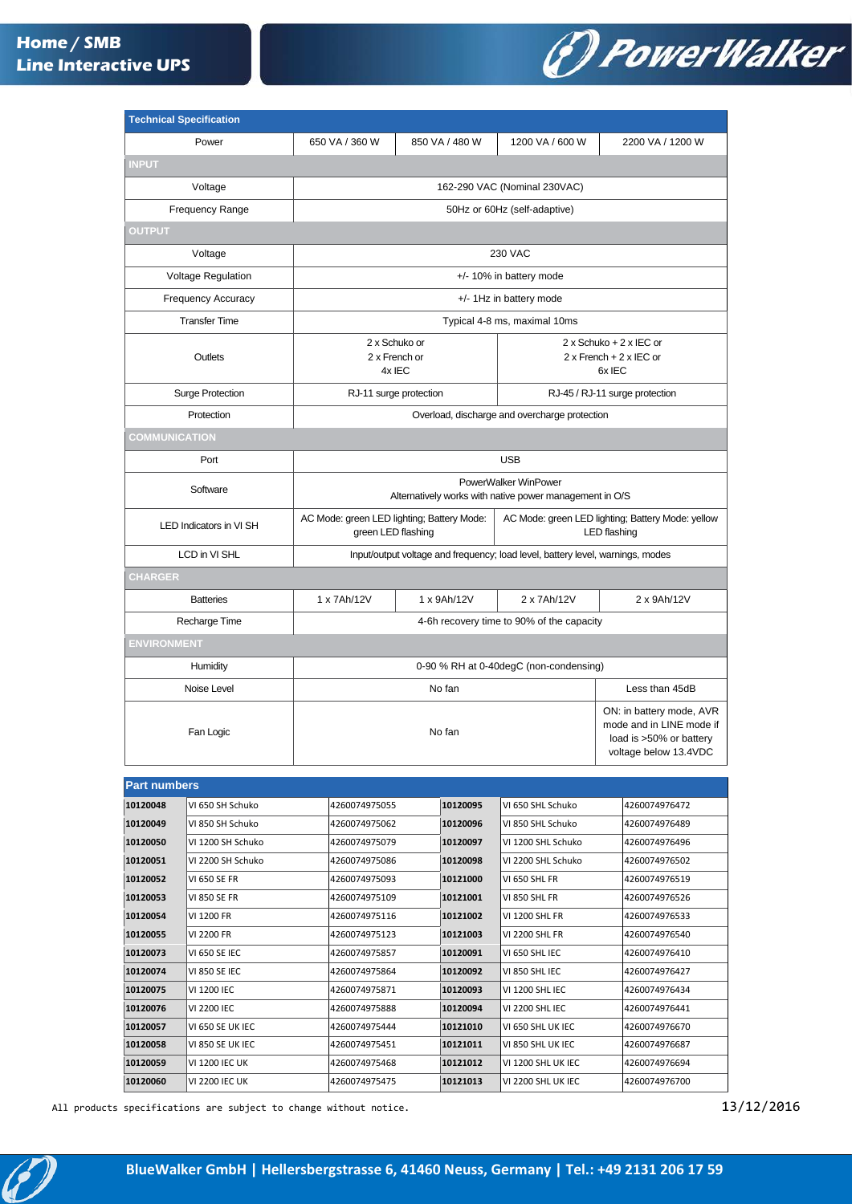| Technical Specification | | | | |
|---|---|---|---|---|
| Power | 650 VA / 360 W | 850 VA / 480 W | 1200 VA / 600 W | 2200 VA / 1200 W |
| **INPUT** | | | | |
| Voltage | 162-290 VAC (Nominal 230VAC) | | | |
| Frequency Range | 50Hz or 60Hz (self-adaptive) | | | |
| **OUTPUT** | | | | |
| Voltage | 230 VAC | | | |
| Voltage Regulation | +/- 10% in battery mode | | | |
| Frequency Accuracy | +/- 1Hz in battery mode | | | |
| Transfer Time | Typical 4-8 ms, maximal 10ms | | | |
| Outlets | 2 x Schuko or 2 x French or 4x IEC | | 2 x Schuko + 2 x IEC or 2 x French + 2 x IEC or 6x IEC | |
| Surge Protection | RJ-11 surge protection | | RJ-45 / RJ-11 surge protection | |
| Protection | Overload, discharge and overcharge protection | | | |
| **COMMUNICATION** | | | | |
| Port | USB | | | |
| Software | PowerWalker WinPower Alternatively works with native power management in O/S | | | |
| LED Indicators in VI SH | AC Mode: green LED lighting; Battery Mode: green LED flashing | | AC Mode: green LED lighting; Battery Mode: yellow LED flashing | |
| LCD in VI SHL | Input/output voltage and frequency; load level, battery level, warnings, modes | | | |
| **CHARGER** | | | | |
| Batteries | 1 x 7Ah/12V | 1 x 9Ah/12V | 2 x 7Ah/12V | 2 x 9Ah/12V |
| Recharge Time | 4-6h recovery time to 90% of the capacity | | | |
| **ENVIRONMENT** | | | | |
| Humidity | 0-90 % RH at 0-40degC (non-condensing) | | | |
| Noise Level | No fan | | | Less than 45dB |
| Fan Logic | No fan | | | ON: in battery mode, AVR mode and in LINE mode if load is >50% or battery voltage below 13.4VDC |

| Part numbers | | | | | |
|---|---|---|---|---|---|
| **10120048** | VI 650 SH Schuko | 4260074975055 | **10120095** | VI 650 SHL Schuko | 4260074976472 |
| **10120049** | VI 850 SH Schuko | 4260074975062 | **10120096** | VI 850 SHL Schuko | 4260074976489 |
| **10120050** | VI 1200 SH Schuko | 4260074975079 | **10120097** | VI 1200 SHL Schuko | 4260074976496 |
| **10120051** | VI 2200 SH Schuko | 4260074975086 | **10120098** | VI 2200 SHL Schuko | 4260074976502 |
| **10120052** | VI 650 SE FR | 4260074975093 | **10121000** | VI 650 SHL FR | 4260074976519 |
| **10120053** | VI 850 SE FR | 4260074975109 | **10121001** | VI 850 SHL FR | 4260074976526 |
| **10120054** | VI 1200 FR | 4260074975116 | **10121002** | VI 1200 SHL FR | 4260074976533 |
| **10120055** | VI 2200 FR | 4260074975123 | **10121003** | VI 2200 SHL FR | 4260074976540 |
| **10120073** | VI 650 SE IEC | 4260074975857 | **10120091** | VI 650 SHL IEC | 4260074976410 |
| **10120074** | VI 850 SE IEC | 4260074975864 | **10120092** | VI 850 SHL IEC | 4260074976427 |
| **10120075** | VI 1200 IEC | 4260074975871 | **10120093** | VI 1200 SHL IEC | 4260074976434 |
| **10120076** | VI 2200 IEC | 4260074975888 | **10120094** | VI 2200 SHL IEC | 4260074976441 |
| **10120057** | VI 650 SE UK IEC | 4260074975444 | **10121010** | VI 650 SHL UK IEC | 4260074976670 |
| **10120058** | VI 850 SE UK IEC | 4260074975451 | **10121011** | VI 850 SHL UK IEC | 4260074976687 |
| **10120059** | VI 1200 IEC UK | 4260074975468 | **10121012** | VI 1200 SHL UK IEC | 4260074976694 |
| **10120060** | VI 2200 IEC UK | 4260074975475 | **10121013** | VI 2200 SHL UK IEC | 4260074976700 |

All products specifications are subject to change without notice.

13/12/2016